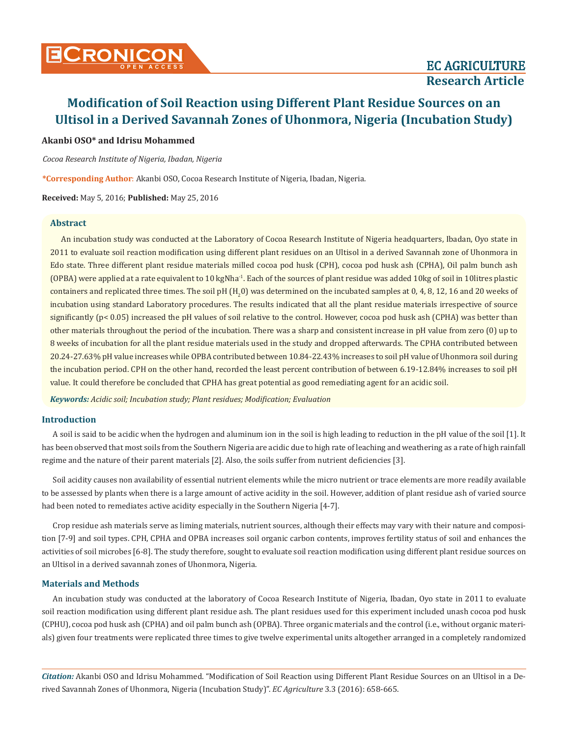# Modification of Soil Reaction using Different Plant Residue Sources on an Ultisol in a Derived Savannah Zones of Uhonmora, Nigeria (Incubation Study)

**Akanbi OSO* and Idrisu Mohammed**

*Cocoa Research Institute of Nigeria, Ibadan, Nigeria*

***Corresponding Author**: Akanbi OSO, Cocoa Research Institute of Nigeria, Ibadan, Nigeria.

**Received:** May 5, 2016; **Published:** May 25, 2016

## Abstract

An incubation study was conducted at the Laboratory of Cocoa Research Institute of Nigeria headquarters, Ibadan, Oyo state in 2011 to evaluate soil reaction modification using different plant residues on an Ultisol in a derived Savannah zone of Uhonmora in Edo state. Three different plant residue materials milled cocoa pod husk (CPH), cocoa pod husk ash (CPHA), Oil palm bunch ash (OPBA) were applied at a rate equivalent to 10 $kgNha^{-1}$. Each of the sources of plant residue was added 10kg of soil in 10litres plastic containers and replicated three times. The soil pH ($H_20$) was determined on the incubated samples at 0, 4, 8, 12, 16 and 20 weeks of incubation using standard Laboratory procedures. The results indicated that all the plant residue materials irrespective of source significantly ($p< 0.05$) increased the pH values of soil relative to the control. However, cocoa pod husk ash (CPHA) was better than other materials throughout the period of the incubation. There was a sharp and consistent increase in pH value from zero (0) up to 8 weeks of incubation for all the plant residue materials used in the study and dropped afterwards. The CPHA contributed between 20.24-27.63% pH value increases while OPBA contributed between 10.84-22.43% increases to soil pH value of Uhonmora soil during the incubation period. CPH on the other hand, recorded the least percent contribution of between 6.19-12.84% increases to soil pH value. It could therefore be concluded that CPHA has great potential as good remediating agent for an acidic soil.

***Keywords:*** *Acidic soil; Incubation study; Plant residues; Modification; Evaluation*

## Introduction

A soil is said to be acidic when the hydrogen and aluminum ion in the soil is high leading to reduction in the pH value of the soil [1]. It has been observed that most soils from the Southern Nigeria are acidic due to high rate of leaching and weathering as a rate of high rainfall regime and the nature of their parent materials [2]. Also, the soils suffer from nutrient deficiencies [3].

Soil acidity causes non availability of essential nutrient elements while the micro nutrient or trace elements are more readily available to be assessed by plants when there is a large amount of active acidity in the soil. However, addition of plant residue ash of varied source had been noted to remediates active acidity especially in the Southern Nigeria [4-7].

Crop residue ash materials serve as liming materials, nutrient sources, although their effects may vary with their nature and composition [7-9] and soil types. CPH, CPHA and OPBA increases soil organic carbon contents, improves fertility status of soil and enhances the activities of soil microbes [6-8]. The study therefore, sought to evaluate soil reaction modification using different plant residue sources on an Ultisol in a derived savannah zones of Uhonmora, Nigeria.

## Materials and Methods

An incubation study was conducted at the laboratory of Cocoa Research Institute of Nigeria, Ibadan, Oyo state in 2011 to evaluate soil reaction modification using different plant residue ash. The plant residues used for this experiment included unash cocoa pod husk (CPHU), cocoa pod husk ash (CPHA) and oil palm bunch ash (OPBA). Three organic materials and the control (i.e., without organic materials) given four treatments were replicated three times to give twelve experimental units altogether arranged in a completely randomized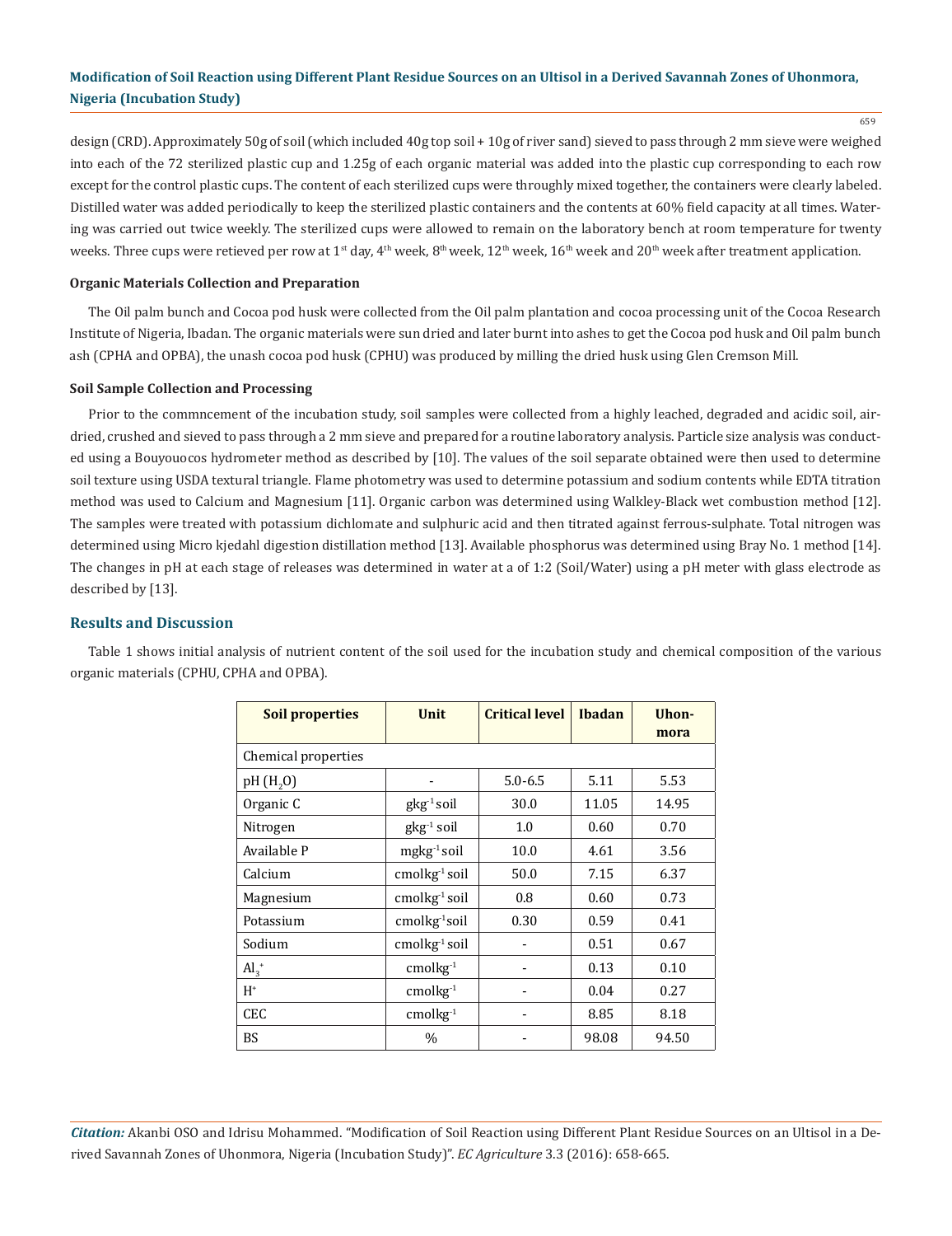design (CRD). Approximately 50g of soil (which included 40g top soil + 10g of river sand) sieved to pass through 2 mm sieve were weighed into each of the 72 sterilized plastic cup and 1.25g of each organic material was added into the plastic cup corresponding to each row except for the control plastic cups. The content of each sterilized cups were throughly mixed together, the containers were clearly labeled. Distilled water was added periodically to keep the sterilized plastic containers and the contents at 60% field capacity at all times. Watering was carried out twice weekly. The sterilized cups were allowed to remain on the laboratory bench at room temperature for twenty weeks. Three cups were retieved per row at 1$^{st}$ day, 4$^{th}$ week, 8$^{th}$ week, 12$^{th}$ week, 16$^{th}$ week and 20$^{th}$ week after treatment application.

#### Organic Materials Collection and Preparation

The Oil palm bunch and Cocoa pod husk were collected from the Oil palm plantation and cocoa processing unit of the Cocoa Research Institute of Nigeria, Ibadan. The organic materials were sun dried and later burnt into ashes to get the Cocoa pod husk and Oil palm bunch ash (CPHA and OPBA), the unash cocoa pod husk (CPHU) was produced by milling the dried husk using Glen Cremson Mill.

#### Soil Sample Collection and Processing

Prior to the commncement of the incubation study, soil samples were collected from a highly leached, degraded and acidic soil, air-dried, crushed and sieved to pass through a 2 mm sieve and prepared for a routine laboratory analysis. Particle size analysis was conducted using a Bouyouocos hydrometer method as described by [10]. The values of the soil separate obtained were then used to determine soil texture using USDA textural triangle. Flame photometry was used to determine potassium and sodium contents while EDTA titration method was used to Calcium and Magnesium [11]. Organic carbon was determined using Walkley-Black wet combustion method [12]. The samples were treated with potassium dichlomate and sulphuric acid and then titrated against ferrous-sulphate. Total nitrogen was determined using Micro kjedahl digestion distillation method [13]. Available phosphorus was determined using Bray No. 1 method [14]. The changes in pH at each stage of releases was determined in water at a of 1:2 (Soil/Water) using a pH meter with glass electrode as described by [13].

## Results and Discussion

Table 1 shows initial analysis of nutrient content of the soil used for the incubation study and chemical composition of the various organic materials (CPHU, CPHA and OPBA).

| Soil properties | Unit | Critical level | Ibadan | Uhon-mora |
|---|---|---|---|---|
| Chemical properties | | | | |
| pH ($H_2O$) | - | 5.0-6.5 | 5.11 | 5.53 |
| Organic C | $gkg^{-1}$ soil | 30.0 | 11.05 | 14.95 |
| Nitrogen | $gkg^{-1}$ soil | 1.0 | 0.60 | 0.70 |
| Available P | $mgkg^{-1}$ soil | 10.0 | 4.61 | 3.56 |
| Calcium | $cmolkg^{-1}$ soil | 50.0 | 7.15 | 6.37 |
| Magnesium | $cmolkg^{-1}$ soil | 0.8 | 0.60 | 0.73 |
| Potassium | $cmolkg^{-1}$ soil | 0.30 | 0.59 | 0.41 |
| Sodium | $cmolkg^{-1}$ soil | - | 0.51 | 0.67 |
| $Al_3^+$ | $cmolkg^{-1}$ | - | 0.13 | 0.10 |
| $H^+$ | $cmolkg^{-1}$ | - | 0.04 | 0.27 |
| CEC | $cmolkg^{-1}$ | - | 8.85 | 8.18 |
| BS | % | - | 98.08 | 94.50 |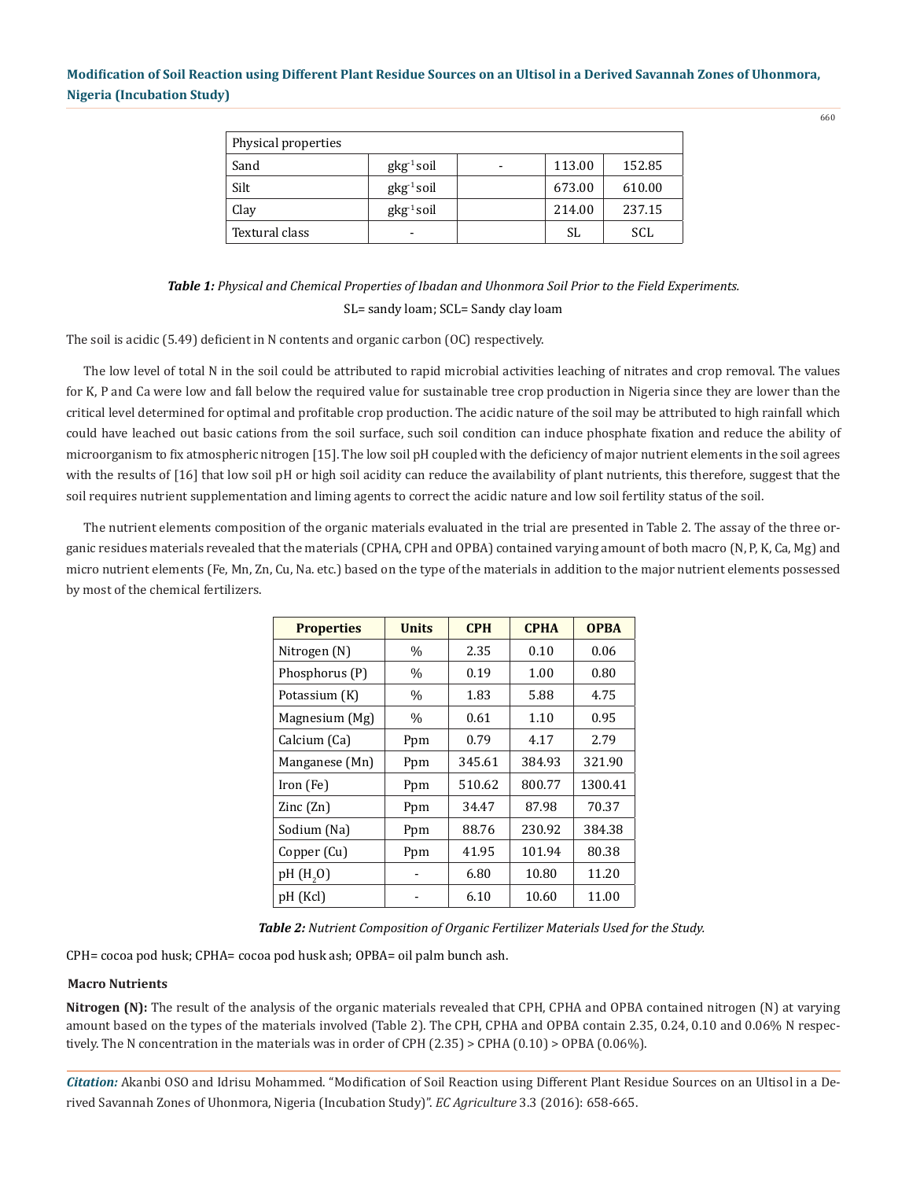| Physical properties | | | | |
|---|---|---|---|---|
| Sand | $gkg^{-1}$ soil | - | 113.00 | 152.85 |
| Silt | $gkg^{-1}$ soil | | 673.00 | 610.00 |
| Clay | $gkg^{-1}$ soil | | 214.00 | 237.15 |
| Textural class | - | | SL | SCL |

***Table 1:*** *Physical and Chemical Properties of Ibadan and Uhonmora Soil Prior to the Field Experiments.*

SL= sandy loam; SCL= Sandy clay loam

The soil is acidic (5.49) deficient in N contents and organic carbon (OC) respectively.

The low level of total N in the soil could be attributed to rapid microbial activities leaching of nitrates and crop removal. The values for K, P and Ca were low and fall below the required value for sustainable tree crop production in Nigeria since they are lower than the critical level determined for optimal and profitable crop production. The acidic nature of the soil may be attributed to high rainfall which could have leached out basic cations from the soil surface, such soil condition can induce phosphate fixation and reduce the ability of microorganism to fix atmospheric nitrogen [15]. The low soil pH coupled with the deficiency of major nutrient elements in the soil agrees with the results of [16] that low soil pH or high soil acidity can reduce the availability of plant nutrients, this therefore, suggest that the soil requires nutrient supplementation and liming agents to correct the acidic nature and low soil fertility status of the soil.

The nutrient elements composition of the organic materials evaluated in the trial are presented in Table 2. The assay of the three organic residues materials revealed that the materials (CPHA, CPH and OPBA) contained varying amount of both macro (N, P, K, Ca, Mg) and micro nutrient elements (Fe, Mn, Zn, Cu, Na. etc.) based on the type of the materials in addition to the major nutrient elements possessed by most of the chemical fertilizers.

| Properties | Units | CPH | CPHA | OPBA |
|---|---|---|---|---|
| Nitrogen (N) | % | 2.35 | 0.10 | 0.06 |
| Phosphorus (P) | % | 0.19 | 1.00 | 0.80 |
| Potassium (K) | % | 1.83 | 5.88 | 4.75 |
| Magnesium (Mg) | % | 0.61 | 1.10 | 0.95 |
| Calcium (Ca) | Ppm | 0.79 | 4.17 | 2.79 |
| Manganese (Mn) | Ppm | 345.61 | 384.93 | 321.90 |
| Iron (Fe) | Ppm | 510.62 | 800.77 | 1300.41 |
| Zinc (Zn) | Ppm | 34.47 | 87.98 | 70.37 |
| Sodium (Na) | Ppm | 88.76 | 230.92 | 384.38 |
| Copper (Cu) | Ppm | 41.95 | 101.94 | 80.38 |
| pH ($H_2O$) | - | 6.80 | 10.80 | 11.20 |
| pH (Kcl) | - | 6.10 | 10.60 | 11.00 |

***Table 2:*** *Nutrient Composition of Organic Fertilizer Materials Used for the Study.*

CPH= cocoa pod husk; CPHA= cocoa pod husk ash; OPBA= oil palm bunch ash.

**Macro Nutrients**

**Nitrogen (N):** The result of the analysis of the organic materials revealed that CPH, CPHA and OPBA contained nitrogen (N) at varying amount based on the types of the materials involved (Table 2). The CPH, CPHA and OPBA contain 2.35, 0.24, 0.10 and 0.06% N respectively. The N concentration in the materials was in order of CPH (2.35) > CPHA (0.10) > OPBA (0.06%).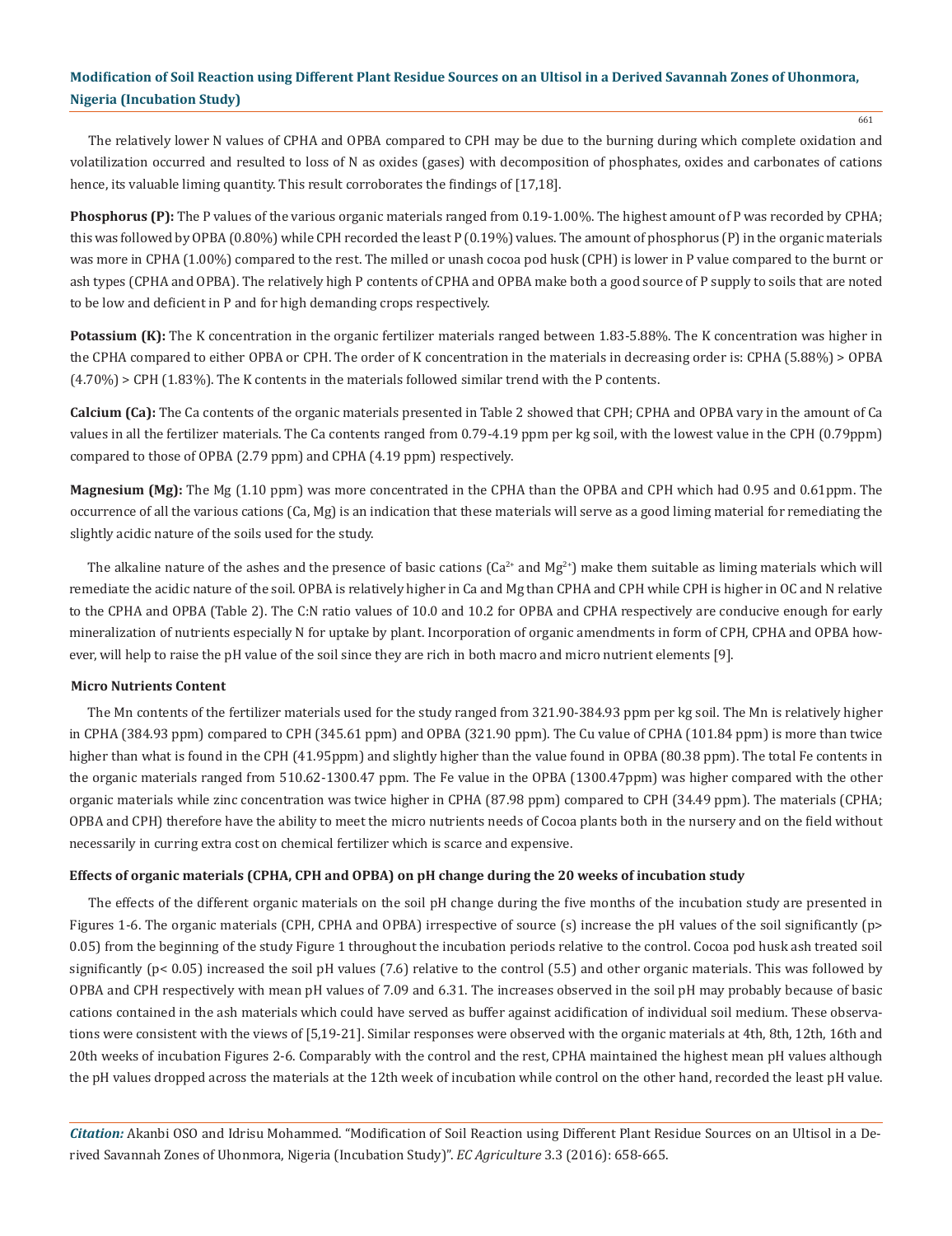The relatively lower N values of CPHA and OPBA compared to CPH may be due to the burning during which complete oxidation and volatilization occurred and resulted to loss of N as oxides (gases) with decomposition of phosphates, oxides and carbonates of cations hence, its valuable liming quantity. This result corroborates the findings of [17,18].

**Phosphorus (P):** The P values of the various organic materials ranged from 0.19-1.00%. The highest amount of P was recorded by CPHA; this was followed by OPBA (0.80%) while CPH recorded the least P (0.19%) values. The amount of phosphorus (P) in the organic materials was more in CPHA (1.00%) compared to the rest. The milled or unash cocoa pod husk (CPH) is lower in P value compared to the burnt or ash types (CPHA and OPBA). The relatively high P contents of CPHA and OPBA make both a good source of P supply to soils that are noted to be low and deficient in P and for high demanding crops respectively.

**Potassium (K):** The K concentration in the organic fertilizer materials ranged between 1.83-5.88%. The K concentration was higher in the CPHA compared to either OPBA or CPH. The order of K concentration in the materials in decreasing order is: CPHA (5.88%) > OPBA (4.70%) > CPH (1.83%). The K contents in the materials followed similar trend with the P contents.

**Calcium (Ca):** The Ca contents of the organic materials presented in Table 2 showed that CPH; CPHA and OPBA vary in the amount of Ca values in all the fertilizer materials. The Ca contents ranged from 0.79-4.19 ppm per kg soil, with the lowest value in the CPH (0.79ppm) compared to those of OPBA (2.79 ppm) and CPHA (4.19 ppm) respectively.

**Magnesium (Mg):** The Mg (1.10 ppm) was more concentrated in the CPHA than the OPBA and CPH which had 0.95 and 0.61ppm. The occurrence of all the various cations (Ca, Mg) is an indication that these materials will serve as a good liming material for remediating the slightly acidic nature of the soils used for the study.

The alkaline nature of the ashes and the presence of basic cations ($Ca^{2+}$ and $Mg^{2+}$) make them suitable as liming materials which will remediate the acidic nature of the soil. OPBA is relatively higher in Ca and Mg than CPHA and CPH while CPH is higher in OC and N relative to the CPHA and OPBA (Table 2). The C:N ratio values of 10.0 and 10.2 for OPBA and CPHA respectively are conducive enough for early mineralization of nutrients especially N for uptake by plant. Incorporation of organic amendments in form of CPH, CPHA and OPBA however, will help to raise the pH value of the soil since they are rich in both macro and micro nutrient elements [9].

### Micro Nutrients Content

The Mn contents of the fertilizer materials used for the study ranged from 321.90-384.93 ppm per kg soil. The Mn is relatively higher in CPHA (384.93 ppm) compared to CPH (345.61 ppm) and OPBA (321.90 ppm). The Cu value of CPHA (101.84 ppm) is more than twice higher than what is found in the CPH (41.95ppm) and slightly higher than the value found in OPBA (80.38 ppm). The total Fe contents in the organic materials ranged from 510.62-1300.47 ppm. The Fe value in the OPBA (1300.47ppm) was higher compared with the other organic materials while zinc concentration was twice higher in CPHA (87.98 ppm) compared to CPH (34.49 ppm). The materials (CPHA; OPBA and CPH) therefore have the ability to meet the micro nutrients needs of Cocoa plants both in the nursery and on the field without necessarily in curring extra cost on chemical fertilizer which is scarce and expensive.

### Effects of organic materials (CPHA, CPH and OPBA) on pH change during the 20 weeks of incubation study

The effects of the different organic materials on the soil pH change during the five months of the incubation study are presented in Figures 1-6. The organic materials (CPH, CPHA and OPBA) irrespective of source (s) increase the pH values of the soil significantly ($p > 0.05$) from the beginning of the study Figure 1 throughout the incubation periods relative to the control. Cocoa pod husk ash treated soil significantly ($p < 0.05$) increased the soil pH values (7.6) relative to the control (5.5) and other organic materials. This was followed by OPBA and CPH respectively with mean pH values of 7.09 and 6.31. The increases observed in the soil pH may probably because of basic cations contained in the ash materials which could have served as buffer against acidification of individual soil medium. These observations were consistent with the views of [5,19-21]. Similar responses were observed with the organic materials at 4th, 8th, 12th, 16th and 20th weeks of incubation Figures 2-6. Comparably with the control and the rest, CPHA maintained the highest mean pH values although the pH values dropped across the materials at the 12th week of incubation while control on the other hand, recorded the least pH value.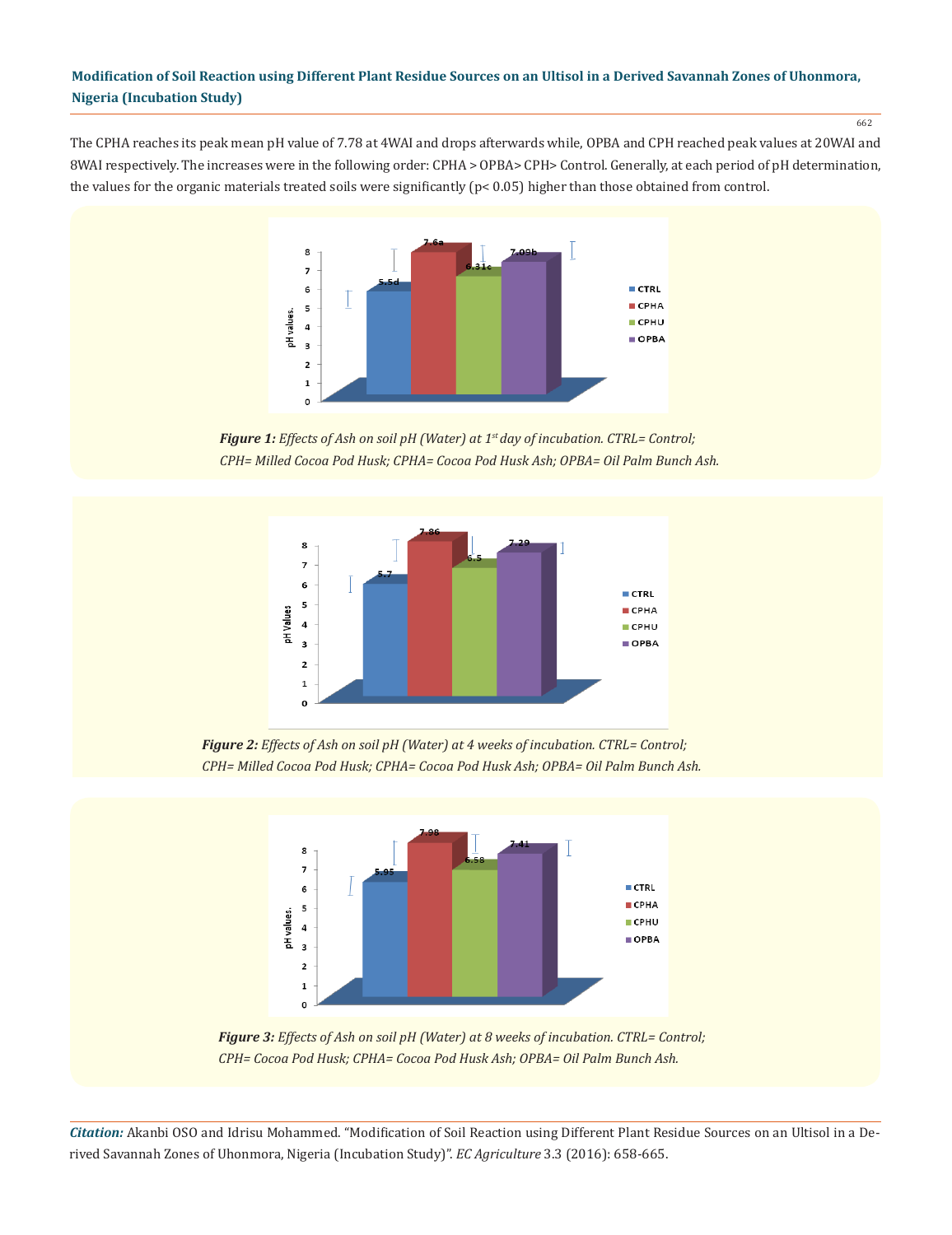The CPHA reaches its peak mean pH value of 7.78 at 4WAI and drops afterwards while, OPBA and CPH reached peak values at 20WAI and 8WAI respectively. The increases were in the following order: CPHA > OPBA> CPH> Control. Generally, at each period of pH determination, the values for the organic materials treated soils were significantly ($p < 0.05$) higher than those obtained from control.

pH values.

8
7
6
5
4
3
2
1
0

5.5d
7.6a
6.31c
7.09b

CTRL
CPHA
CPHU
OPBA

***Figure 1:*** *Effects of Ash on soil pH (Water) at 1st day of incubation. CTRL= Control; CPH= Milled Cocoa Pod Husk; CPHA= Cocoa Pod Husk Ash; OPBA= Oil Palm Bunch Ash.*

pH Values

8
7
6
5
4
3
2
1
0

5.7
7.86
6.5
7.29

CTRL
CPHA
CPHU
OPBA

***Figure 2:*** *Effects of Ash on soil pH (Water) at 4 weeks of incubation. CTRL= Control; CPH= Milled Cocoa Pod Husk; CPHA= Cocoa Pod Husk Ash; OPBA= Oil Palm Bunch Ash.*

pH values.

8
7
6
5
4
3
2
1
0

5.95
7.98
6.58
7.41

CTRL
CPHA
CPHU
OPBA

***Figure 3:*** *Effects of Ash on soil pH (Water) at 8 weeks of incubation. CTRL= Control; CPH= Cocoa Pod Husk; CPHA= Cocoa Pod Husk Ash; OPBA= Oil Palm Bunch Ash.*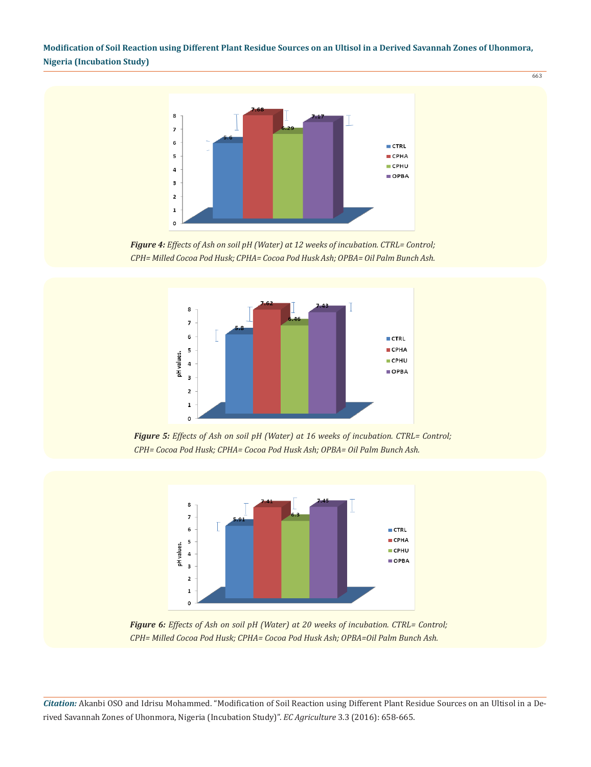**Figure 4:** *Effects of Ash on soil pH (Water) at 12 weeks of incubation. CTRL= Control; CPH= Milled Cocoa Pod Husk; CPHA= Cocoa Pod Husk Ash; OPBA= Oil Palm Bunch Ash.*

**Figure 5:** *Effects of Ash on soil pH (Water) at 16 weeks of incubation. CTRL= Control; CPH= Cocoa Pod Husk; CPHA= Cocoa Pod Husk Ash; OPBA= Oil Palm Bunch Ash.*

**Figure 6:** *Effects of Ash on soil pH (Water) at 20 weeks of incubation. CTRL= Control; CPH= Milled Cocoa Pod Husk; CPHA= Cocoa Pod Husk Ash; OPBA=Oil Palm Bunch Ash.*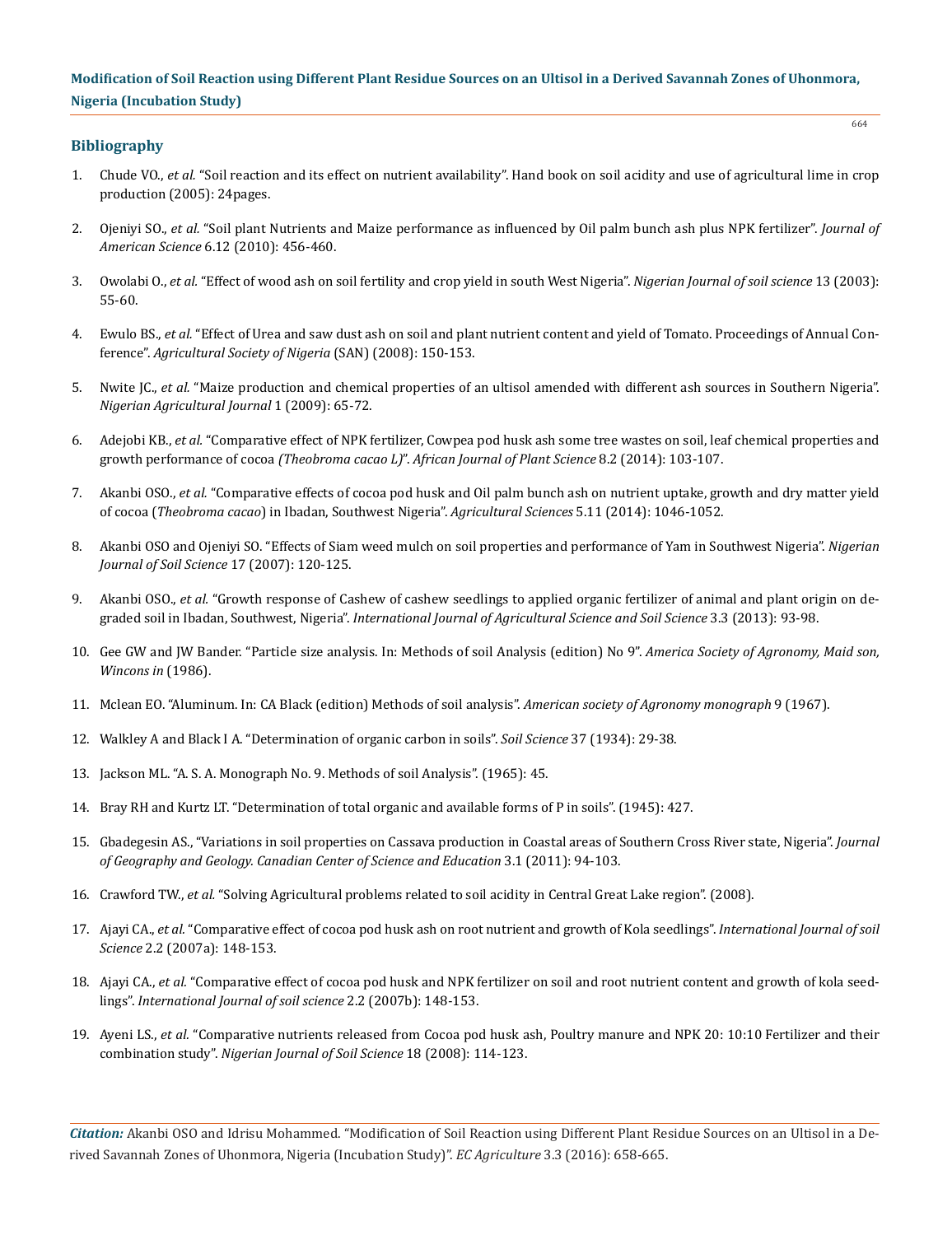## Bibliography

1. Chude VO., *et al.* "Soil reaction and its effect on nutrient availability". Hand book on soil acidity and use of agricultural lime in crop production (2005): 24pages.

2. Ojeniyi SO., *et al.* "Soil plant Nutrients and Maize performance as influenced by Oil palm bunch ash plus NPK fertilizer". *Journal of American Science* 6.12 (2010): 456-460.

3. Owolabi O., *et al.* "Effect of wood ash on soil fertility and crop yield in south West Nigeria". *Nigerian Journal of soil science* 13 (2003): 55-60.

4. Ewulo BS., *et al.* "Effect of Urea and saw dust ash on soil and plant nutrient content and yield of Tomato. Proceedings of Annual Conference". *Agricultural Society of Nigeria* (SAN) (2008): 150-153.

5. Nwite JC., *et al.* "Maize production and chemical properties of an ultisol amended with different ash sources in Southern Nigeria". *Nigerian Agricultural Journal* 1 (2009): 65-72.

6. Adejobi KB., *et al.* "Comparative effect of NPK fertilizer, Cowpea pod husk ash some tree wastes on soil, leaf chemical properties and growth performance of cocoa *(Theobroma cacao L)*". *African Journal of Plant Science* 8.2 (2014): 103-107.

7. Akanbi OSO., *et al.* "Comparative effects of cocoa pod husk and Oil palm bunch ash on nutrient uptake, growth and dry matter yield of cocoa (*Theobroma cacao*) in Ibadan, Southwest Nigeria". *Agricultural Sciences* 5.11 (2014): 1046-1052.

8. Akanbi OSO and Ojeniyi SO. "Effects of Siam weed mulch on soil properties and performance of Yam in Southwest Nigeria". *Nigerian Journal of Soil Science* 17 (2007): 120-125.

9. Akanbi OSO., *et al.* "Growth response of Cashew of cashew seedlings to applied organic fertilizer of animal and plant origin on degraded soil in Ibadan, Southwest, Nigeria". *International Journal of Agricultural Science and Soil Science* 3.3 (2013): 93-98.

10. Gee GW and JW Bander. "Particle size analysis. In: Methods of soil Analysis (edition) No 9". *America Society of Agronomy, Maid son, Wincons in* (1986).

11. Mclean EO. "Aluminum. In: CA Black (edition) Methods of soil analysis". *American society of Agronomy monograph* 9 (1967).

12. Walkley A and Black I A. "Determination of organic carbon in soils". *Soil Science* 37 (1934): 29-38.

13. Jackson ML. "A. S. A. Monograph No. 9. Methods of soil Analysis". (1965): 45.

14. Bray RH and Kurtz LT. "Determination of total organic and available forms of P in soils". (1945): 427.

15. Gbadegesin AS., "Variations in soil properties on Cassava production in Coastal areas of Southern Cross River state, Nigeria". *Journal of Geography and Geology. Canadian Center of Science and Education* 3.1 (2011): 94-103.

16. Crawford TW., *et al.* "Solving Agricultural problems related to soil acidity in Central Great Lake region". (2008).

17. Ajayi CA., *et al.* "Comparative effect of cocoa pod husk ash on root nutrient and growth of Kola seedlings". *International Journal of soil Science* 2.2 (2007a): 148-153.

18. Ajayi CA., *et al.* "Comparative effect of cocoa pod husk and NPK fertilizer on soil and root nutrient content and growth of kola seedlings". *International Journal of soil science* 2.2 (2007b): 148-153.

19. Ayeni LS., *et al.* "Comparative nutrients released from Cocoa pod husk ash, Poultry manure and NPK 20: 10:10 Fertilizer and their combination study". *Nigerian Journal of Soil Science* 18 (2008): 114-123.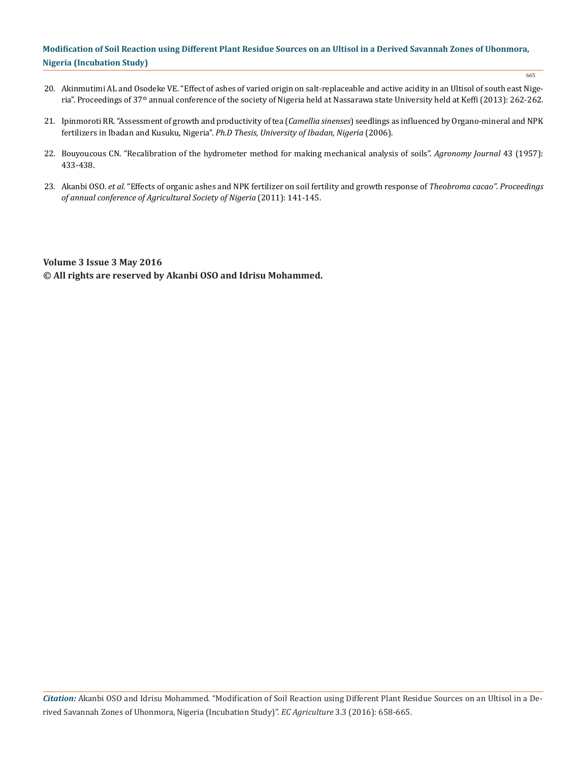20. Akinmutimi AL and Osodeke VE. “Effect of ashes of varied origin on salt-replaceable and active acidity in an Ultisol of south east Nigeria”. Proceedings of 37th annual conference of the society of Nigeria held at Nassarawa state University held at Keffi (2013): 262-262.

21. Ipinmoroti RR. “Assessment of growth and productivity of tea (*Camellia sinenses*) seedlings as influenced by Organo-mineral and NPK fertilizers in Ibadan and Kusuku, Nigeria”. *Ph.D Thesis, University of Ibadan, Nigeria* (2006).

22. Bouyoucous CN. “Recalibration of the hydrometer method for making mechanical analysis of soils”. *Agronomy Journal* 43 (1957): 433-438.

23. Akanbi OSO. *et al.* “Effects of organic ashes and NPK fertilizer on soil fertility and growth response of *Theobroma cacao”*. *Proceedings of annual conference of Agricultural Society of Nigeria* (2011): 141-145.

**Volume 3 Issue 3 May 2016**
**© All rights are reserved by Akanbi OSO and Idrisu Mohammed.**